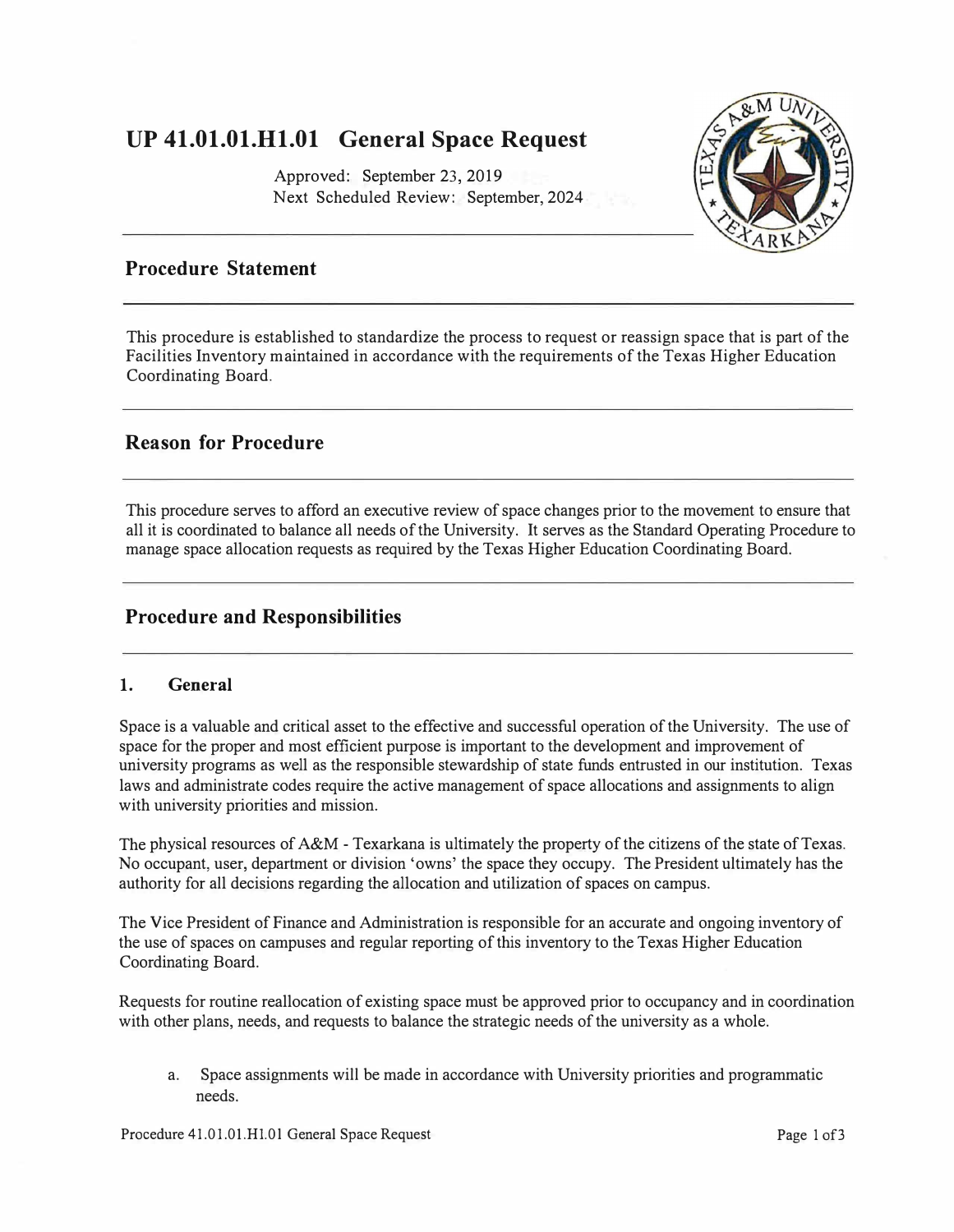# UP 41.01.01.H1.01 General Space Request

Approved: September 23, 2019
Next Scheduled Review: September, 2024

## Procedure Statement

This procedure is established to standardize the process to request or reassign space that is part of the Facilities Inventory maintained in accordance with the requirements of the Texas Higher Education Coordinating Board.

## Reason for Procedure

This procedure serves to afford an executive review of space changes prior to the movement to ensure that all it is coordinated to balance all needs of the University. It serves as the Standard Operating Procedure to manage space allocation requests as required by the Texas Higher Education Coordinating Board.

## Procedure and Responsibilities

### 1. General

Space is a valuable and critical asset to the effective and successful operation of the University. The use of space for the proper and most efficient purpose is important to the development and improvement of university programs as well as the responsible stewardship of state funds entrusted in our institution. Texas laws and administrate codes require the active management of space allocations and assignments to align with university priorities and mission.

The physical resources of A&M - Texarkana is ultimately the property of the citizens of the state of Texas. No occupant, user, department or division 'owns' the space they occupy. The President ultimately has the authority for all decisions regarding the allocation and utilization of spaces on campus.

The Vice President of Finance and Administration is responsible for an accurate and ongoing inventory of the use of spaces on campuses and regular reporting of this inventory to the Texas Higher Education Coordinating Board.

Requests for routine reallocation of existing space must be approved prior to occupancy and in coordination with other plans, needs, and requests to balance the strategic needs of the university as a whole.

a. Space assignments will be made in accordance with University priorities and programmatic needs.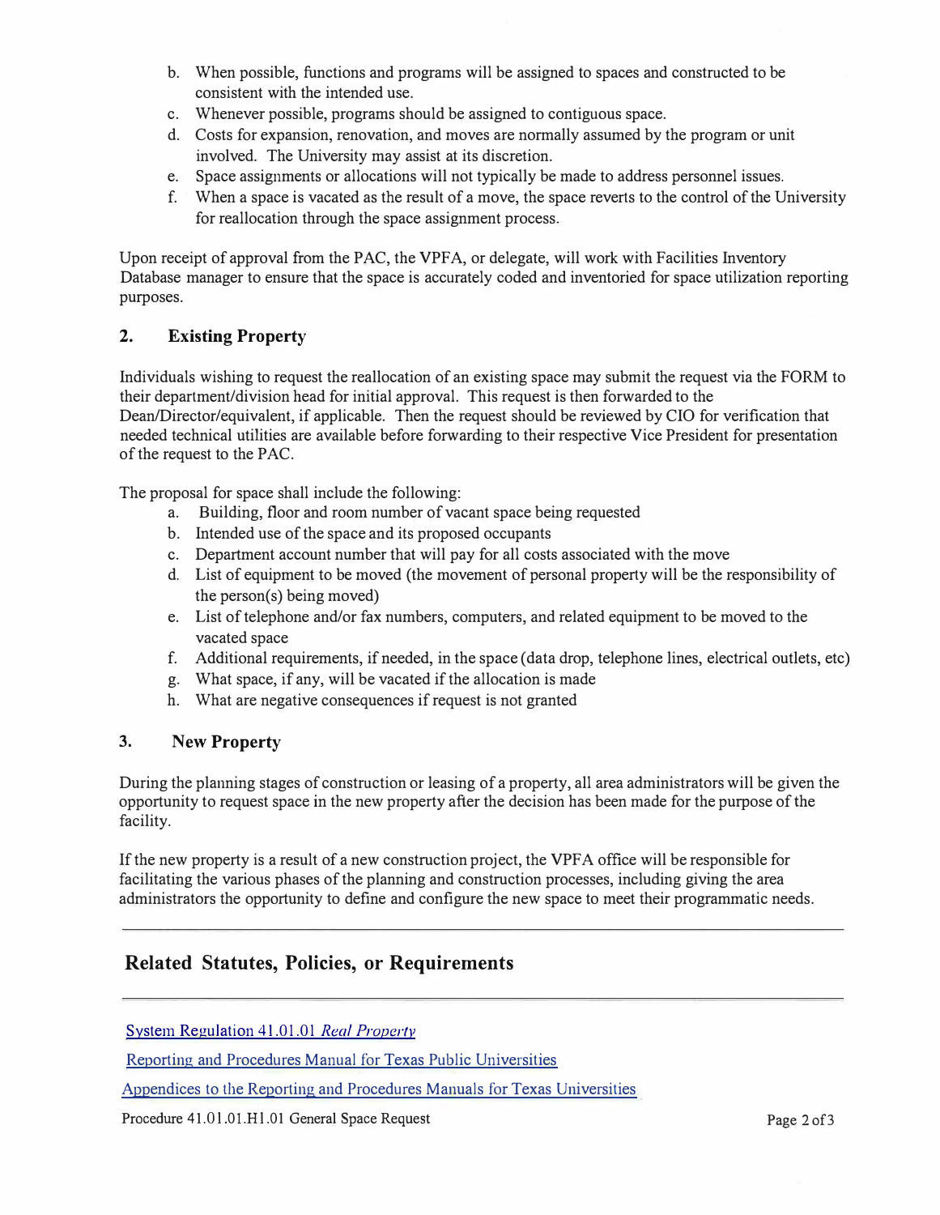b. When possible, functions and programs will be assigned to spaces and constructed to be consistent with the intended use.
c. Whenever possible, programs should be assigned to contiguous space.
d. Costs for expansion, renovation, and moves are normally assumed by the program or unit involved. The University may assist at its discretion.
e. Space assignments or allocations will not typically be made to address personnel issues.
f. When a space is vacated as the result of a move, the space reverts to the control of the University for reallocation through the space assignment process.

Upon receipt of approval from the PAC, the VPFA, or delegate, will work with Facilities Inventory Database manager to ensure that the space is accurately coded and inventoried for space utilization reporting purposes.

### 2. Existing Property

Individuals wishing to request the reallocation of an existing space may submit the request via the FORM to their department/division head for initial approval. This request is then forwarded to the Dean/Director/equivalent, if applicable. Then the request should be reviewed by CIO for verification that needed technical utilities are available before forwarding to their respective Vice President for presentation of the request to the PAC.

The proposal for space shall include the following:

a. Building, floor and room number of vacant space being requested
b. Intended use of the space and its proposed occupants
c. Department account number that will pay for all costs associated with the move
d. List of equipment to be moved (the movement of personal property will be the responsibility of the person(s) being moved)
e. List of telephone and/or fax numbers, computers, and related equipment to be moved to the vacated space
f. Additional requirements, if needed, in the space (data drop, telephone lines, electrical outlets, etc)
g. What space, if any, will be vacated if the allocation is made
h. What are negative consequences if request is not granted

### 3. New Property

During the planning stages of construction or leasing of a property, all area administrators will be given the opportunity to request space in the new property after the decision has been made for the purpose of the facility.

If the new property is a result of a new construction project, the VPFA office will be responsible for facilitating the various phases of the planning and construction processes, including giving the area administrators the opportunity to define and configure the new space to meet their programmatic needs.

---

## Related Statutes, Policies, or Requirements

---

System Regulation 41.01.01 *Real Property*

Reporting and Procedures Manual for Texas Public Universities

Appendices to the Reporting and Procedures Manuals for Texas Universities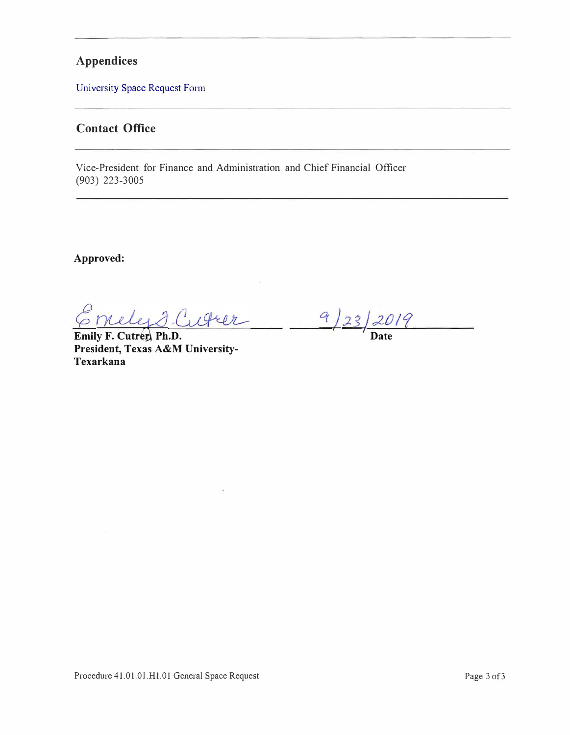## Appendices

University Space Request Form

## Contact Office

Vice-President for Finance and Administration and Chief Financial Officer
(903) 223-3005

**Approved:**

Emily F. Cutrer 9/23/2019

**Emily F. Cutrer, Ph.D.**
**President, Texas A&M University-Texarkana**

**Date**